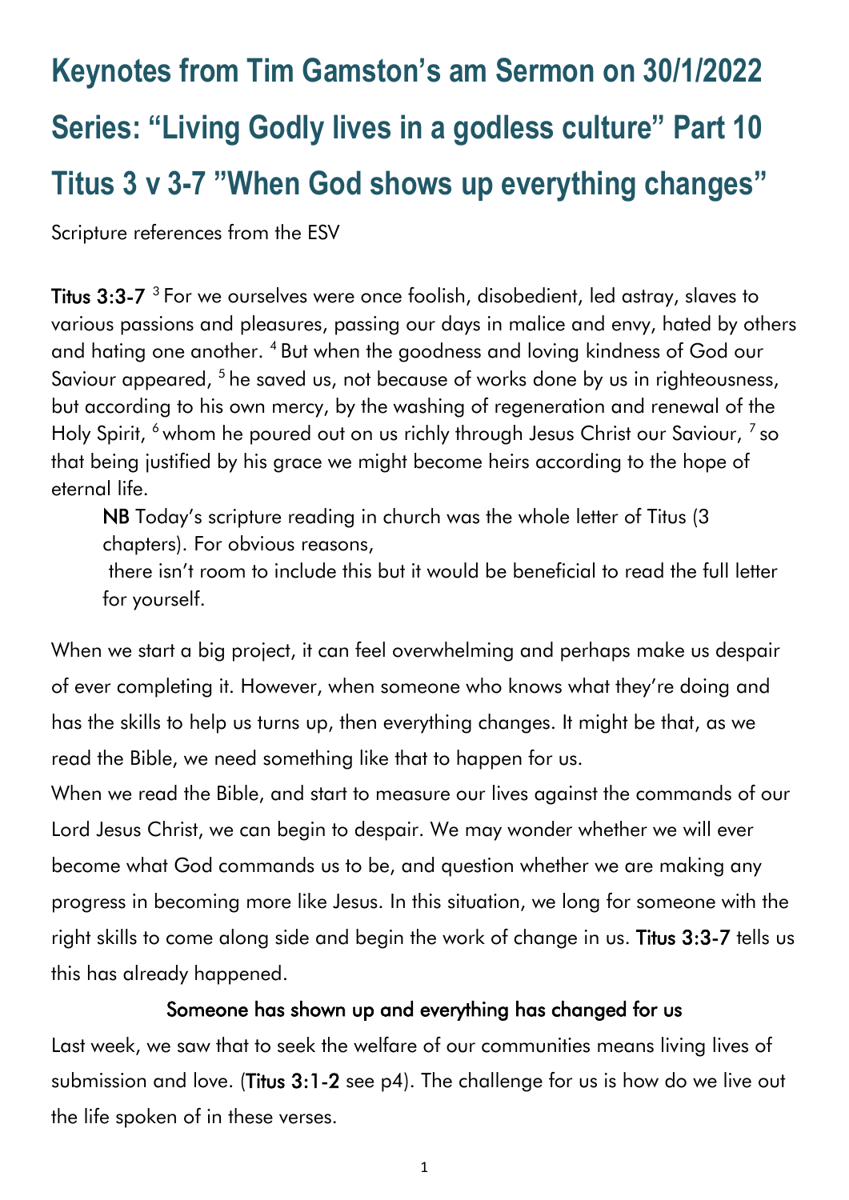# Keynotes from Tim Gamston's am Sermon on 30/1/2022

# Series: "Living Godly lives in a godless culture" Part 10

# Titus 3 v 3-7 "When God shows up everything changes"

Scripture references from the ESV

**Titus 3:3-7** [3] For we ourselves were once foolish, disobedient, led astray, slaves to various passions and pleasures, passing our days in malice and envy, hated by others and hating one another. [4] But when the goodness and loving kindness of God our Saviour appeared, [5] he saved us, not because of works done by us in righteousness, but according to his own mercy, by the washing of regeneration and renewal of the Holy Spirit, [6] whom he poured out on us richly through Jesus Christ our Saviour, [7] so that being justified by his grace we might become heirs according to the hope of eternal life.

> **NB** Today's scripture reading in church was the whole letter of Titus (3 chapters). For obvious reasons,
> there isn't room to include this but it would be beneficial to read the full letter for yourself.

When we start a big project, it can feel overwhelming and perhaps make us despair of ever completing it. However, when someone who knows what they're doing and has the skills to help us turns up, then everything changes. It might be that, as we read the Bible, we need something like that to happen for us.

When we read the Bible, and start to measure our lives against the commands of our Lord Jesus Christ, we can begin to despair. We may wonder whether we will ever become what God commands us to be, and question whether we are making any progress in becoming more like Jesus. In this situation, we long for someone with the right skills to come along side and begin the work of change in us. **Titus 3:3-7** tells us this has already happened.

**Someone has shown up and everything has changed for us**

Last week, we saw that to seek the welfare of our communities means living lives of submission and love. (**Titus 3:1-2** see p4). The challenge for us is how do we live out the life spoken of in these verses.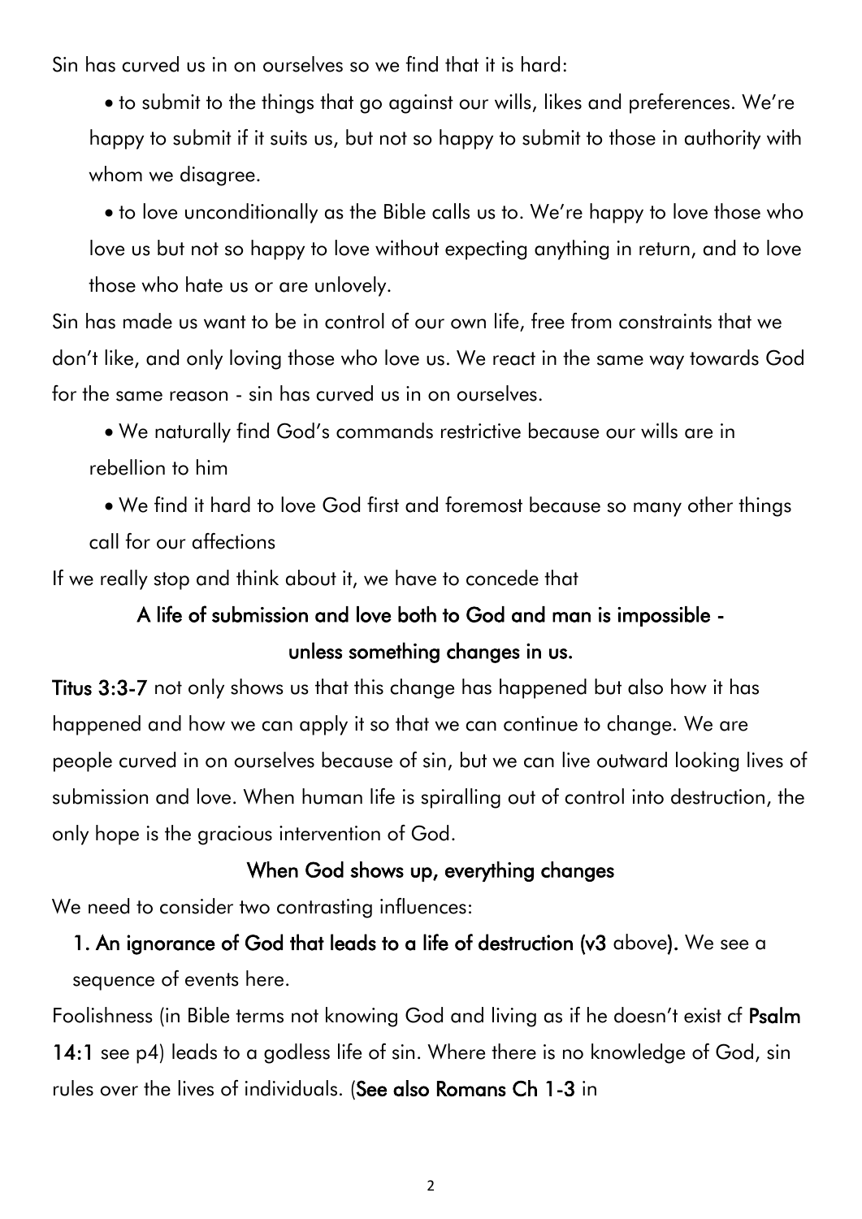Sin has curved us in on ourselves so we find that it is hard:

- to submit to the things that go against our wills, likes and preferences. We're happy to submit if it suits us, but not so happy to submit to those in authority with whom we disagree.
- to love unconditionally as the Bible calls us to. We're happy to love those who love us but not so happy to love without expecting anything in return, and to love those who hate us or are unlovely.

Sin has made us want to be in control of our own life, free from constraints that we don't like, and only loving those who love us. We react in the same way towards God for the same reason - sin has curved us in on ourselves.

- We naturally find God's commands restrictive because our wills are in rebellion to him
- We find it hard to love God first and foremost because so many other things call for our affections

If we really stop and think about it, we have to concede that

**A life of submission and love both to God and man is impossible - unless something changes in us.**

**Titus 3:3-7** not only shows us that this change has happened but also how it has happened and how we can apply it so that we can continue to change. We are people curved in on ourselves because of sin, but we can live outward looking lives of submission and love. When human life is spiralling out of control into destruction, the only hope is the gracious intervention of God.

**When God shows up, everything changes**

We need to consider two contrasting influences:

1. **An ignorance of God that leads to a life of destruction (v3** above**).** We see a sequence of events here.

Foolishness (in Bible terms not knowing God and living as if he doesn't exist cf **Psalm 14:1** see p4) leads to a godless life of sin. Where there is no knowledge of God, sin rules over the lives of individuals. (**See also Romans Ch 1-3** in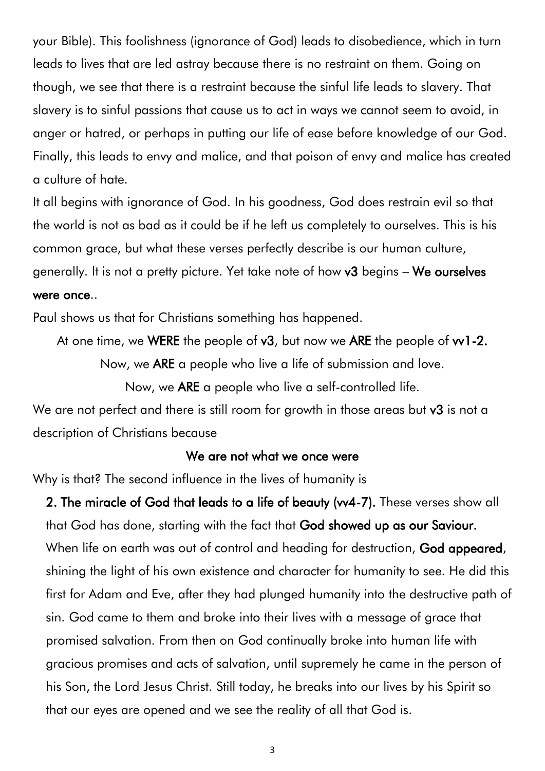your Bible). This foolishness (ignorance of God) leads to disobedience, which in turn leads to lives that are led astray because there is no restraint on them. Going on though, we see that there is a restraint because the sinful life leads to slavery. That slavery is to sinful passions that cause us to act in ways we cannot seem to avoid, in anger or hatred, or perhaps in putting our life of ease before knowledge of our God. Finally, this leads to envy and malice, and that poison of envy and malice has created a culture of hate.

It all begins with ignorance of God. In his goodness, God does restrain evil so that the world is not as bad as it could be if he left us completely to ourselves. This is his common grace, but what these verses perfectly describe is our human culture, generally. It is not a pretty picture. Yet take note of how **v3** begins – **We ourselves were once**..

Paul shows us that for Christians something has happened.

At one time, we **WERE** the people of **v3**, but now we **ARE** the people of **vv1-2.**

Now, we **ARE** a people who live a life of submission and love.

Now, we **ARE** a people who live a self-controlled life.

We are not perfect and there is still room for growth in those areas but **v3** is not a description of Christians because

**We are not what we once were**

Why is that? The second influence in the lives of humanity is

**2. The miracle of God that leads to a life of beauty (vv4-7).** These verses show all that God has done, starting with the fact that **God showed up as our Saviour.** When life on earth was out of control and heading for destruction, **God appeared**, shining the light of his own existence and character for humanity to see. He did this first for Adam and Eve, after they had plunged humanity into the destructive path of sin. God came to them and broke into their lives with a message of grace that promised salvation. From then on God continually broke into human life with gracious promises and acts of salvation, until supremely he came in the person of his Son, the Lord Jesus Christ. Still today, he breaks into our lives by his Spirit so that our eyes are opened and we see the reality of all that God is.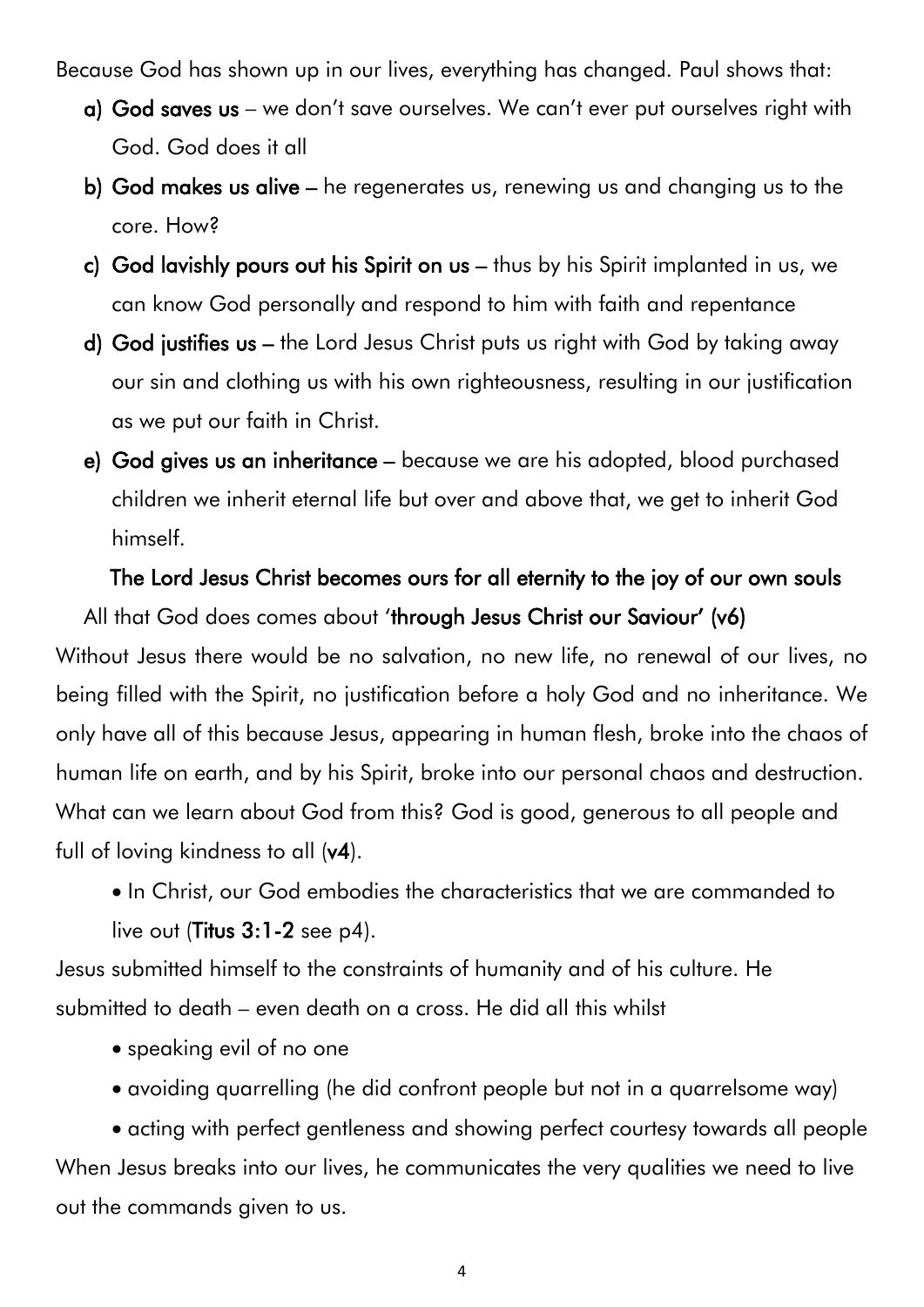Because God has shown up in our lives, everything has changed. Paul shows that:

a) **God saves us** – we don't save ourselves. We can't ever put ourselves right with God. God does it all
b) **God makes us alive** – he regenerates us, renewing us and changing us to the core. How?
c) **God lavishly pours out his Spirit on us** – thus by his Spirit implanted in us, we can know God personally and respond to him with faith and repentance
d) **God justifies us** – the Lord Jesus Christ puts us right with God by taking away our sin and clothing us with his own righteousness, resulting in our justification as we put our faith in Christ.
e) **God gives us an inheritance** – because we are his adopted, blood purchased children we inherit eternal life but over and above that, we get to inherit God himself.

**The Lord Jesus Christ becomes ours for all eternity to the joy of our own souls**

All that God does comes about '**through Jesus Christ our Saviour' (v6)**

Without Jesus there would be no salvation, no new life, no renewal of our lives, no being filled with the Spirit, no justification before a holy God and no inheritance. We only have all of this because Jesus, appearing in human flesh, broke into the chaos of human life on earth, and by his Spirit, broke into our personal chaos and destruction. What can we learn about God from this? God is good, generous to all people and full of loving kindness to all (**v4**).

- In Christ, our God embodies the characteristics that we are commanded to live out (**Titus 3:1-2** see p4).

Jesus submitted himself to the constraints of humanity and of his culture. He submitted to death – even death on a cross. He did all this whilst

- speaking evil of no one
- avoiding quarrelling (he did confront people but not in a quarrelsome way)
- acting with perfect gentleness and showing perfect courtesy towards all people

When Jesus breaks into our lives, he communicates the very qualities we need to live out the commands given to us.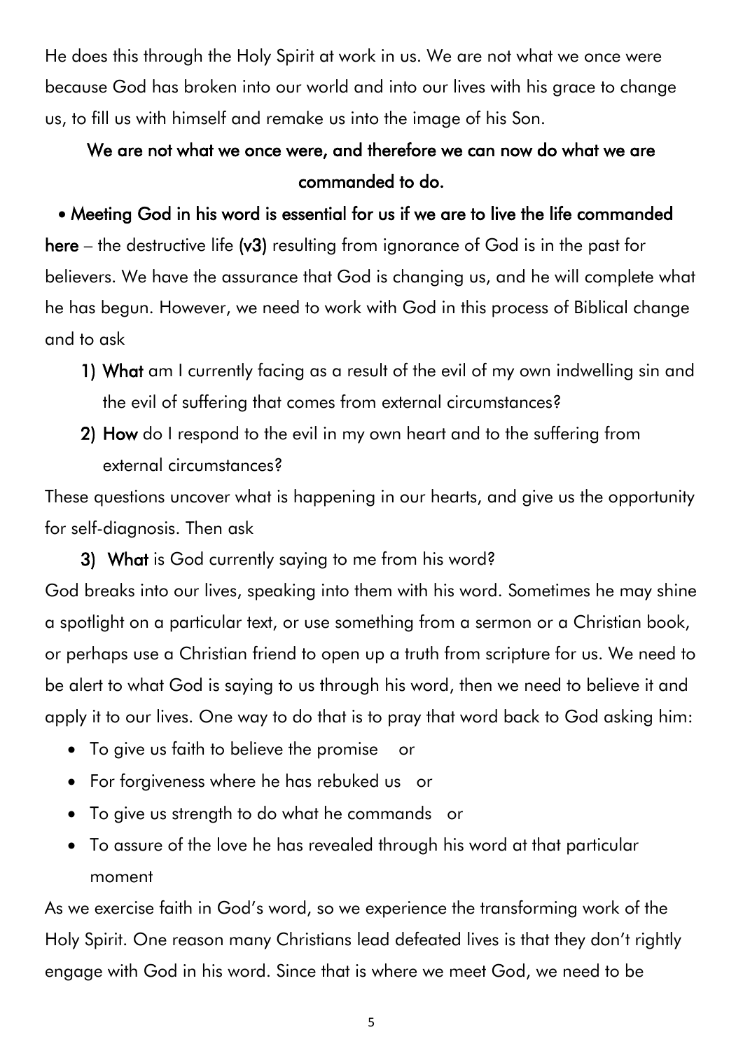He does this through the Holy Spirit at work in us. We are not what we once were because God has broken into our world and into our lives with his grace to change us, to fill us with himself and remake us into the image of his Son.

**We are not what we once were, and therefore we can now do what we are commanded to do.**

- **Meeting God in his word is essential for us if we are to live the life commanded here** – the destructive life **(v3)** resulting from ignorance of God is in the past for believers. We have the assurance that God is changing us, and he will complete what he has begun. However, we need to work with God in this process of Biblical change and to ask

1) **What** am I currently facing as a result of the evil of my own indwelling sin and the evil of suffering that comes from external circumstances?
2) **How** do I respond to the evil in my own heart and to the suffering from external circumstances?

These questions uncover what is happening in our hearts, and give us the opportunity for self-diagnosis. Then ask

3) **What** is God currently saying to me from his word?

God breaks into our lives, speaking into them with his word. Sometimes he may shine a spotlight on a particular text, or use something from a sermon or a Christian book, or perhaps use a Christian friend to open up a truth from scripture for us. We need to be alert to what God is saying to us through his word, then we need to believe it and apply it to our lives. One way to do that is to pray that word back to God asking him:

- To give us faith to believe the promise or
- For forgiveness where he has rebuked us or
- To give us strength to do what he commands or
- To assure of the love he has revealed through his word at that particular moment

As we exercise faith in God's word, so we experience the transforming work of the Holy Spirit. One reason many Christians lead defeated lives is that they don't rightly engage with God in his word. Since that is where we meet God, we need to be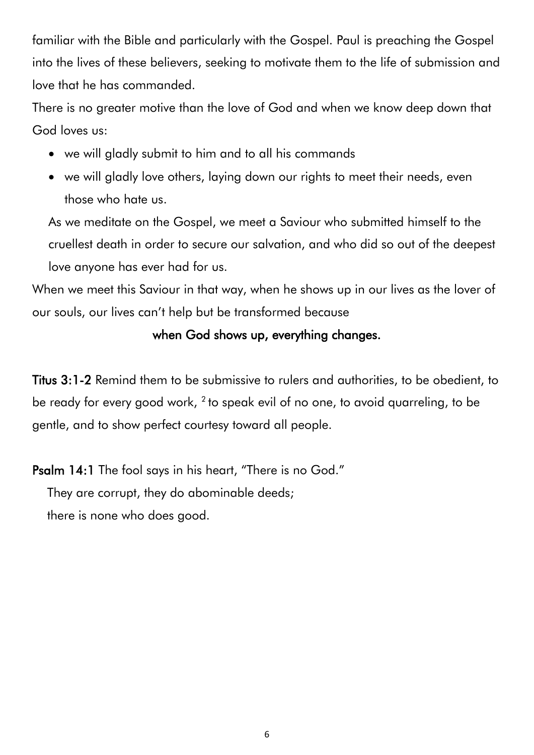familiar with the Bible and particularly with the Gospel. Paul is preaching the Gospel into the lives of these believers, seeking to motivate them to the life of submission and love that he has commanded.

There is no greater motive than the love of God and when we know deep down that God loves us:

- we will gladly submit to him and to all his commands
- we will gladly love others, laying down our rights to meet their needs, even those who hate us.

As we meditate on the Gospel, we meet a Saviour who submitted himself to the cruellest death in order to secure our salvation, and who did so out of the deepest love anyone has ever had for us.

When we meet this Saviour in that way, when he shows up in our lives as the lover of our souls, our lives can't help but be transformed because

**when God shows up, everything changes.**

**Titus 3:1-2** Remind them to be submissive to rulers and authorities, to be obedient, to be ready for every good work, [2] to speak evil of no one, to avoid quarreling, to be gentle, and to show perfect courtesy toward all people.

**Psalm 14:1** The fool says in his heart, "There is no God."
They are corrupt, they do abominable deeds;
there is none who does good.